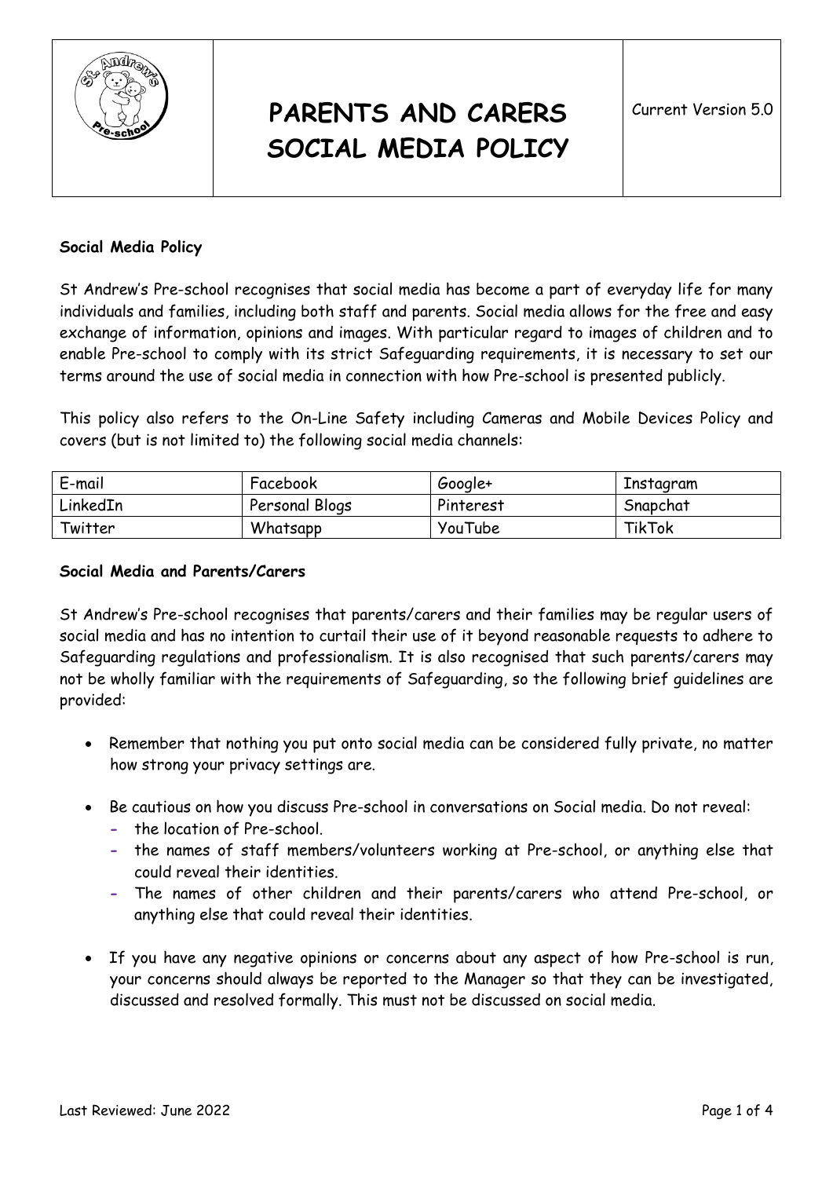# PARENTS AND CARERS SOCIAL MEDIA POLICY

Current Version 5.0

**Social Media Policy**

St Andrew's Pre-school recognises that social media has become a part of everyday life for many individuals and families, including both staff and parents. Social media allows for the free and easy exchange of information, opinions and images. With particular regard to images of children and to enable Pre-school to comply with its strict Safeguarding requirements, it is necessary to set our terms around the use of social media in connection with how Pre-school is presented publicly.

This policy also refers to the On-Line Safety including Cameras and Mobile Devices Policy and covers (but is not limited to) the following social media channels:

| E-mail | Facebook | Google+ | Instagram |
|---|---|---|---|
| LinkedIn | Personal Blogs | Pinterest | Snapchat |
| Twitter | Whatsapp | YouTube | TikTok |

**Social Media and Parents/Carers**

St Andrew's Pre-school recognises that parents/carers and their families may be regular users of social media and has no intention to curtail their use of it beyond reasonable requests to adhere to Safeguarding regulations and professionalism. It is also recognised that such parents/carers may not be wholly familiar with the requirements of Safeguarding, so the following brief guidelines are provided:

- Remember that nothing you put onto social media can be considered fully private, no matter how strong your privacy settings are.
- Be cautious on how you discuss Pre-school in conversations on Social media. Do not reveal:
  - the location of Pre-school.
  - the names of staff members/volunteers working at Pre-school, or anything else that could reveal their identities.
  - The names of other children and their parents/carers who attend Pre-school, or anything else that could reveal their identities.
- If you have any negative opinions or concerns about any aspect of how Pre-school is run, your concerns should always be reported to the Manager so that they can be investigated, discussed and resolved formally. This must not be discussed on social media.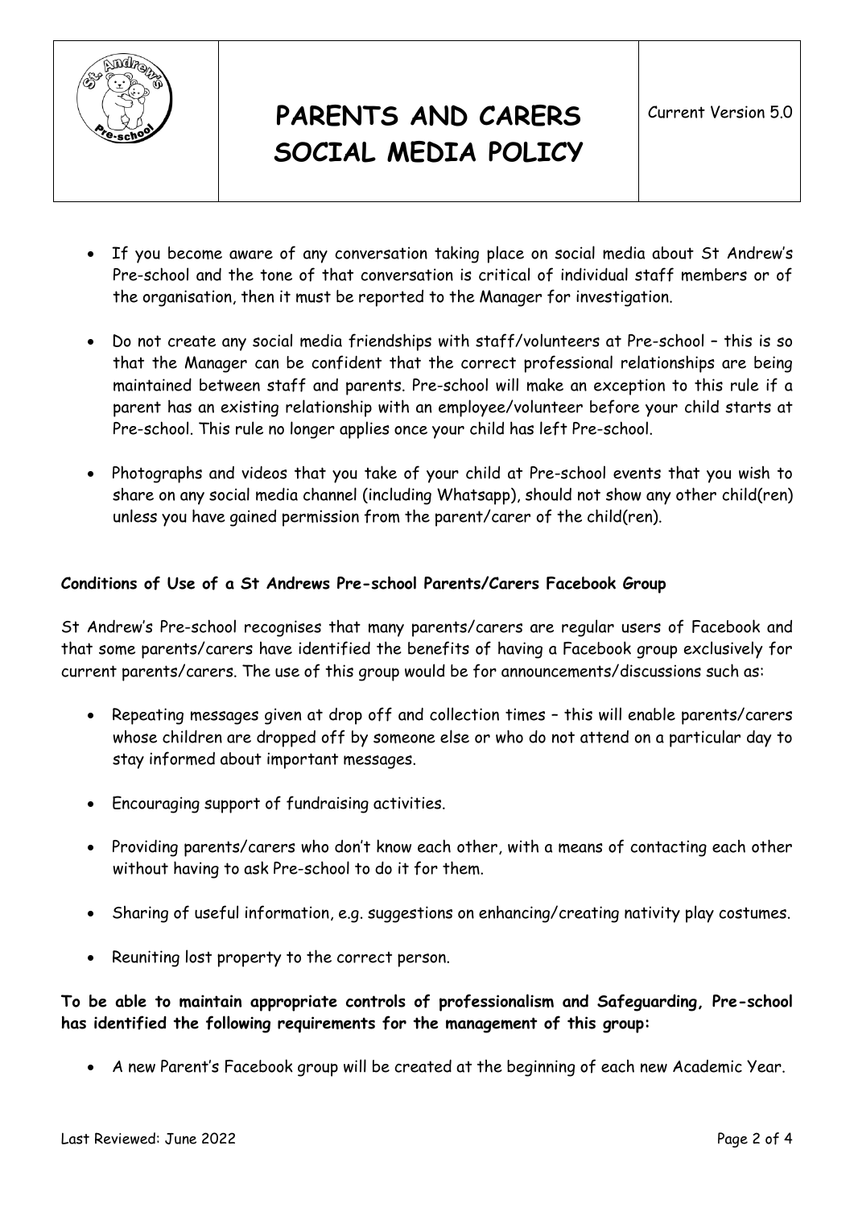- If you become aware of any conversation taking place on social media about St Andrew's Pre-school and the tone of that conversation is critical of individual staff members or of the organisation, then it must be reported to the Manager for investigation.

- Do not create any social media friendships with staff/volunteers at Pre-school – this is so that the Manager can be confident that the correct professional relationships are being maintained between staff and parents. Pre-school will make an exception to this rule if a parent has an existing relationship with an employee/volunteer before your child starts at Pre-school. This rule no longer applies once your child has left Pre-school.

- Photographs and videos that you take of your child at Pre-school events that you wish to share on any social media channel (including Whatsapp), should not show any other child(ren) unless you have gained permission from the parent/carer of the child(ren).

**Conditions of Use of a St Andrews Pre-school Parents/Carers Facebook Group**

St Andrew's Pre-school recognises that many parents/carers are regular users of Facebook and that some parents/carers have identified the benefits of having a Facebook group exclusively for current parents/carers. The use of this group would be for announcements/discussions such as:

- Repeating messages given at drop off and collection times – this will enable parents/carers whose children are dropped off by someone else or who do not attend on a particular day to stay informed about important messages.

- Encouraging support of fundraising activities.

- Providing parents/carers who don't know each other, with a means of contacting each other without having to ask Pre-school to do it for them.

- Sharing of useful information, e.g. suggestions on enhancing/creating nativity play costumes.

- Reuniting lost property to the correct person.

**To be able to maintain appropriate controls of professionalism and Safeguarding, Pre-school has identified the following requirements for the management of this group:**

- A new Parent's Facebook group will be created at the beginning of each new Academic Year.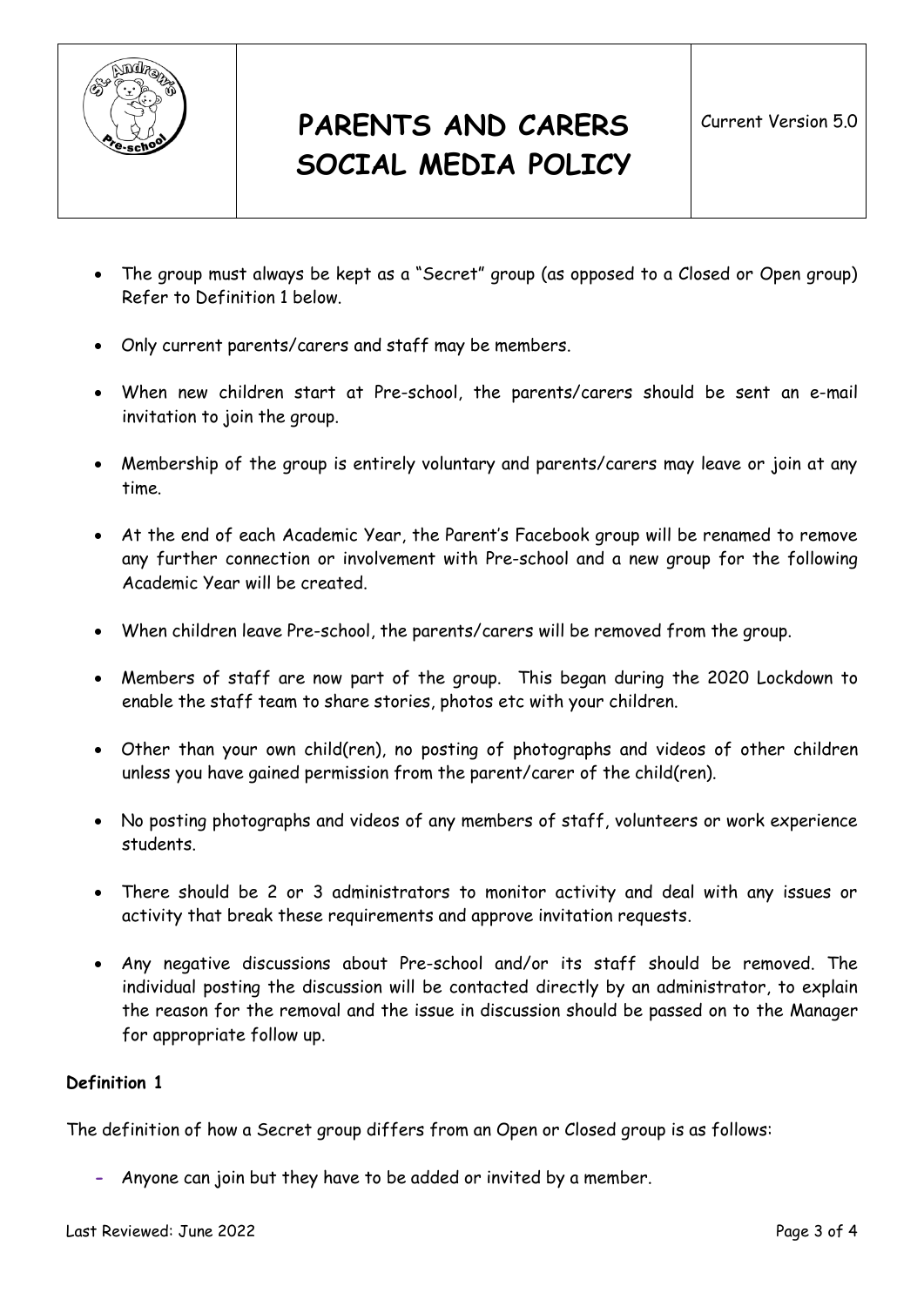- The group must always be kept as a "Secret" group (as opposed to a Closed or Open group) Refer to Definition 1 below.

- Only current parents/carers and staff may be members.

- When new children start at Pre-school, the parents/carers should be sent an e-mail invitation to join the group.

- Membership of the group is entirely voluntary and parents/carers may leave or join at any time.

- At the end of each Academic Year, the Parent's Facebook group will be renamed to remove any further connection or involvement with Pre-school and a new group for the following Academic Year will be created.

- When children leave Pre-school, the parents/carers will be removed from the group.

- Members of staff are now part of the group. This began during the 2020 Lockdown to enable the staff team to share stories, photos etc with your children.

- Other than your own child(ren), no posting of photographs and videos of other children unless you have gained permission from the parent/carer of the child(ren).

- No posting photographs and videos of any members of staff, volunteers or work experience students.

- There should be 2 or 3 administrators to monitor activity and deal with any issues or activity that break these requirements and approve invitation requests.

- Any negative discussions about Pre-school and/or its staff should be removed. The individual posting the discussion will be contacted directly by an administrator, to explain the reason for the removal and the issue in discussion should be passed on to the Manager for appropriate follow up.

**Definition 1**

The definition of how a Secret group differs from an Open or Closed group is as follows:

- Anyone can join but they have to be added or invited by a member.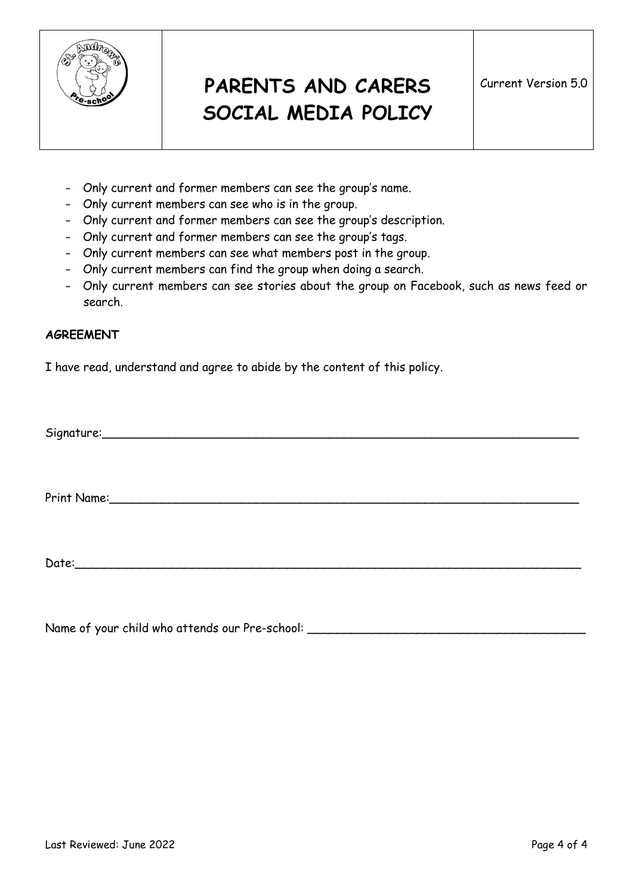- Only current and former members can see the group's name.
- Only current members can see who is in the group.
- Only current and former members can see the group's description.
- Only current and former members can see the group's tags.
- Only current members can see what members post in the group.
- Only current members can find the group when doing a search.
- Only current members can see stories about the group on Facebook, such as news feed or search.

**AGREEMENT**

I have read, understand and agree to abide by the content of this policy.

Signature:____________________________________________________________________

Print Name:___________________________________________________________________

Date:________________________________________________________________________

Name of your child who attends our Pre-school: ______________________________________